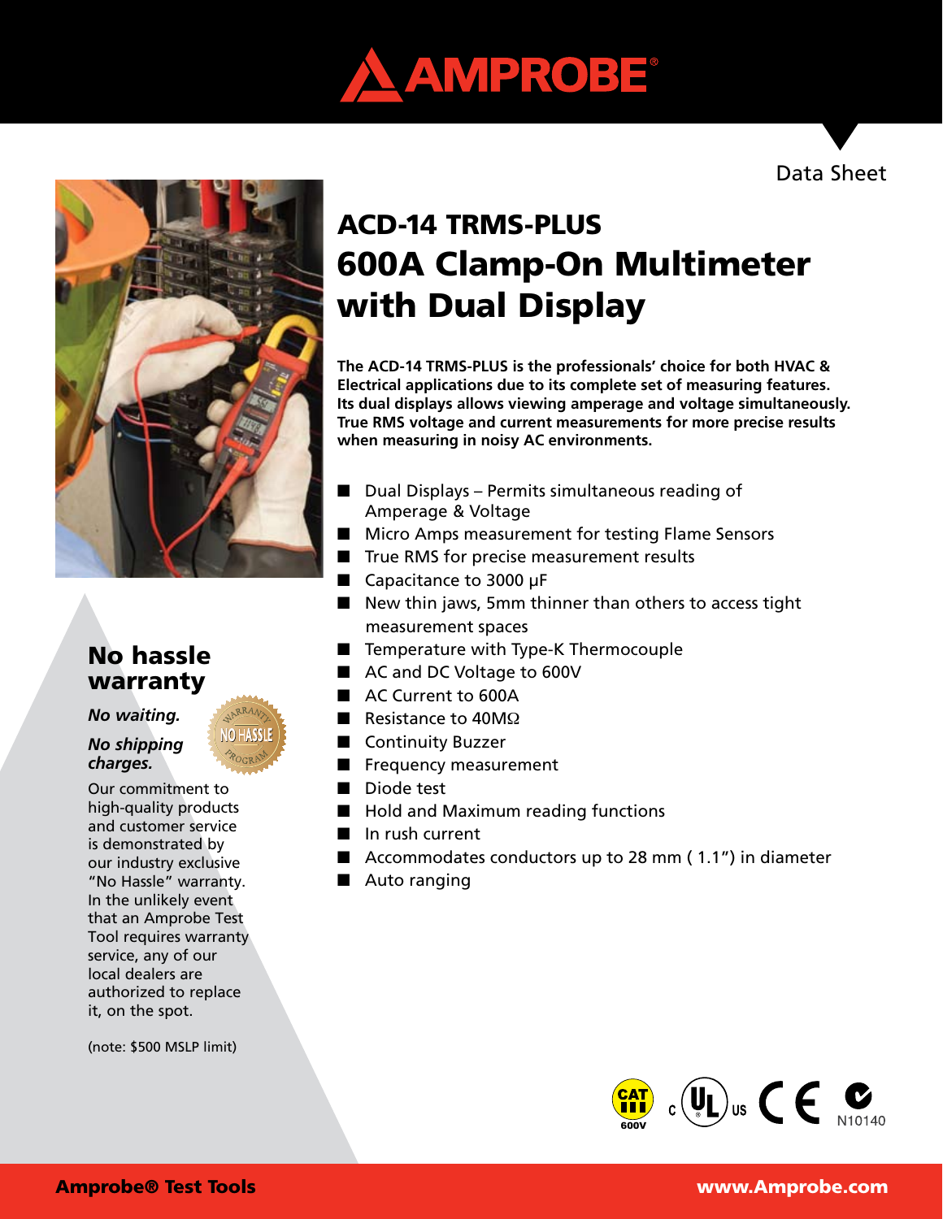# AMPROBE

Data Sheet

# ACD-14 TRMS-PLUS
# 600A Clamp-On Multimeter with Dual Display

**The ACD-14 TRMS-PLUS is the professionals' choice for both HVAC & Electrical applications due to its complete set of measuring features. Its dual displays allows viewing amperage and voltage simultaneously. True RMS voltage and current measurements for more precise results when measuring in noisy AC environments.**

- Dual Displays – Permits simultaneous reading of Amperage & Voltage
- Micro Amps measurement for testing Flame Sensors
- True RMS for precise measurement results
- Capacitance to 3000 µF
- New thin jaws, 5mm thinner than others to access tight measurement spaces
- Temperature with Type-K Thermocouple
- AC and DC Voltage to 600V
- AC Current to 600A
- Resistance to 40MΩ
- Continuity Buzzer
- Frequency measurement
- Diode test
- Hold and Maximum reading functions
- In rush current
- Accommodates conductors up to 28 mm ( 1.1") in diameter
- Auto ranging

## No hassle warranty

***No waiting.***

***No shipping charges.***

Our commitment to high-quality products and customer service is demonstrated by our industry exclusive "No Hassle" warranty. In the unlikely event that an Amprobe Test Tool requires warranty service, any of our local dealers are authorized to replace it, on the spot.

(note: $500 MSLP limit)

CAT III 600V

N10140

**Amprobe® Test Tools** **www.Amprobe.com**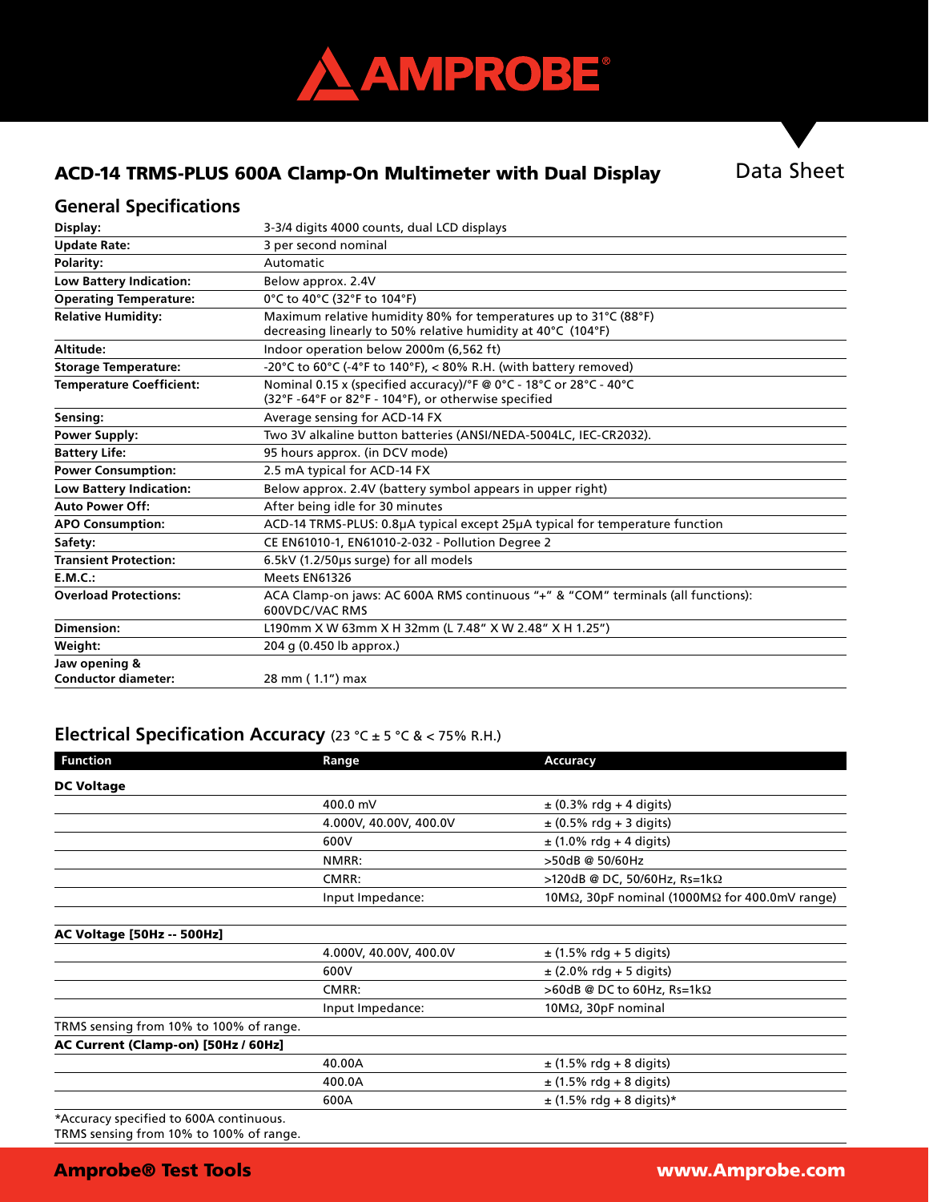## ACD-14 TRMS-PLUS 600A Clamp-On Multimeter with Dual Display

Data Sheet

### General Specifications

| | |
|---|---|
| **Display:** | 3-3/4 digits 4000 counts, dual LCD displays |
| **Update Rate:** | 3 per second nominal |
| **Polarity:** | Automatic |
| **Low Battery Indication:** | Below approx. 2.4V |
| **Operating Temperature:** | 0°C to 40°C (32°F to 104°F) |
| **Relative Humidity:** | Maximum relative humidity 80% for temperatures up to 31°C (88°F) decreasing linearly to 50% relative humidity at 40°C (104°F) |
| **Altitude:** | Indoor operation below 2000m (6,562 ft) |
| **Storage Temperature:** | -20°C to 60°C (-4°F to 140°F), < 80% R.H. (with battery removed) |
| **Temperature Coefficient:** | Nominal 0.15 x (specified accuracy)/°F @ 0°C - 18°C or 28°C - 40°C (32°F -64°F or 82°F - 104°F), or otherwise specified |
| **Sensing:** | Average sensing for ACD-14 FX |
| **Power Supply:** | Two 3V alkaline button batteries (ANSI/NEDA-5004LC, IEC-CR2032). |
| **Battery Life:** | 95 hours approx. (in DCV mode) |
| **Power Consumption:** | 2.5 mA typical for ACD-14 FX |
| **Low Battery Indication:** | Below approx. 2.4V (battery symbol appears in upper right) |
| **Auto Power Off:** | After being idle for 30 minutes |
| **APO Consumption:** | ACD-14 TRMS-PLUS: 0.8µA typical except 25µA typical for temperature function |
| **Safety:** | CE EN61010-1, EN61010-2-032 - Pollution Degree 2 |
| **Transient Protection:** | 6.5kV (1.2/50µs surge) for all models |
| **E.M.C.:** | Meets EN61326 |
| **Overload Protections:** | ACA Clamp-on jaws: AC 600A RMS continuous "+" & "COM" terminals (all functions): 600VDC/VAC RMS |
| **Dimension:** | L190mm X W 63mm X H 32mm (L 7.48" X W 2.48" X H 1.25") |
| **Weight:** | 204 g (0.450 lb approx.) |
| **Jaw opening & Conductor diameter:** | 28 mm ( 1.1") max |

### Electrical Specification Accuracy (23 °C ± 5 °C & < 75% R.H.)

| Function | Range | Accuracy |
|---|---|---|
| **DC Voltage** | | |
| | 400.0 mV | ± (0.3% rdg + 4 digits) |
| | 4.000V, 40.00V, 400.0V | ± (0.5% rdg + 3 digits) |
| | 600V | ± (1.0% rdg + 4 digits) |
| | NMRR: | >50dB @ 50/60Hz |
| | CMRR: | >120dB @ DC, 50/60Hz, Rs=1kΩ |
| | Input Impedance: | 10MΩ, 30pF nominal (1000MΩ for 400.0mV range) |
| **AC Voltage [50Hz -- 500Hz]** | | |
| | 4.000V, 40.00V, 400.0V | ± (1.5% rdg + 5 digits) |
| | 600V | ± (2.0% rdg + 5 digits) |
| | CMRR: | >60dB @ DC to 60Hz, Rs=1kΩ |
| | Input Impedance: | 10MΩ, 30pF nominal |
| TRMS sensing from 10% to 100% of range. | | |
| **AC Current (Clamp-on) [50Hz / 60Hz]** | | |
| | 40.00A | ± (1.5% rdg + 8 digits) |
| | 400.0A | ± (1.5% rdg + 8 digits) |
| | 600A | ± (1.5% rdg + 8 digits)* |

*Accuracy specified to 600A continuous.
TRMS sensing from 10% to 100% of range.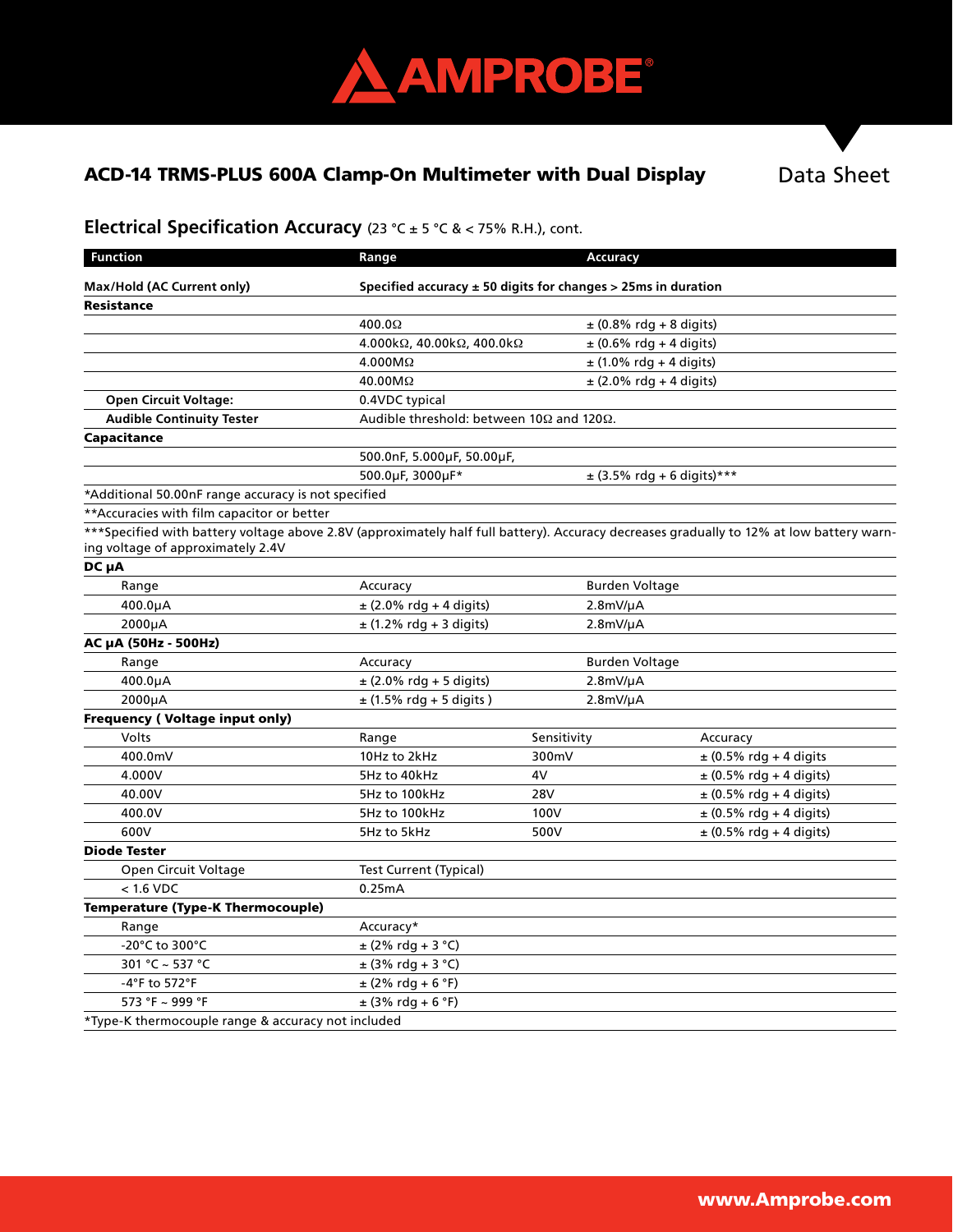## ACD-14 TRMS-PLUS 600A Clamp-On Multimeter with Dual Display

Data Sheet

### Electrical Specification Accuracy (23 °C ± 5 °C & < 75% R.H.), cont.

| Function | Range | Accuracy | |
|---|---|---|---|
| **Max/Hold (AC Current only)** | **Specified accuracy ± 50 digits for changes > 25ms in duration** | | |
| **Resistance** | | | |
| | 400.0Ω | ± (0.8% rdg + 8 digits) | |
| | 4.000kΩ, 40.00kΩ, 400.0kΩ | ± (0.6% rdg + 4 digits) | |
| | 4.000MΩ | ± (1.0% rdg + 4 digits) | |
| | 40.00MΩ | ± (2.0% rdg + 4 digits) | |
| **Open Circuit Voltage:** | 0.4VDC typical | | |
| **Audible Continuity Tester** | Audible threshold: between 10Ω and 120Ω. | | |
| **Capacitance** | | | |
| | 500.0nF, 5.000μF, 50.00μF, | | |
| | 500.0μF, 3000μF* | ± (3.5% rdg + 6 digits)*** | |
| *Additional 50.00nF range accuracy is not specified | | | |
| **Accuracies with film capacitor or better | | | |
| ***Specified with battery voltage above 2.8V (approximately half full battery). Accuracy decreases gradually to 12% at low battery warning voltage of approximately 2.4V | | | |
| **DC μA** | | | |
| Range | Accuracy | Burden Voltage | |
| 400.0μA | ± (2.0% rdg + 4 digits) | 2.8mV/μA | |
| 2000μA | ± (1.2% rdg + 3 digits) | 2.8mV/μA | |
| **AC μA (50Hz - 500Hz)** | | | |
| Range | Accuracy | Burden Voltage | |
| 400.0μA | ± (2.0% rdg + 5 digits) | 2.8mV/μA | |
| 2000μA | ± (1.5% rdg + 5 digits ) | 2.8mV/μA | |
| **Frequency ( Voltage input only)** | | | |
| Volts | Range | Sensitivity | Accuracy |
| 400.0mV | 10Hz to 2kHz | 300mV | ± (0.5% rdg + 4 digits |
| 4.000V | 5Hz to 40kHz | 4V | ± (0.5% rdg + 4 digits) |
| 40.00V | 5Hz to 100kHz | 28V | ± (0.5% rdg + 4 digits) |
| 400.0V | 5Hz to 100kHz | 100V | ± (0.5% rdg + 4 digits) |
| 600V | 5Hz to 5kHz | 500V | ± (0.5% rdg + 4 digits) |
| **Diode Tester** | | | |
| Open Circuit Voltage | Test Current (Typical) | | |
| < 1.6 VDC | 0.25mA | | |
| **Temperature (Type-K Thermocouple)** | | | |
| Range | Accuracy* | | |
| -20°C to 300°C | ± (2% rdg + 3 °C) | | |
| 301 °C ~ 537 °C | ± (3% rdg + 3 °C) | | |
| -4°F to 572°F | ± (2% rdg + 6 °F) | | |
| 573 °F ~ 999 °F | ± (3% rdg + 6 °F) | | |
| *Type-K thermocouple range & accuracy not included | | | |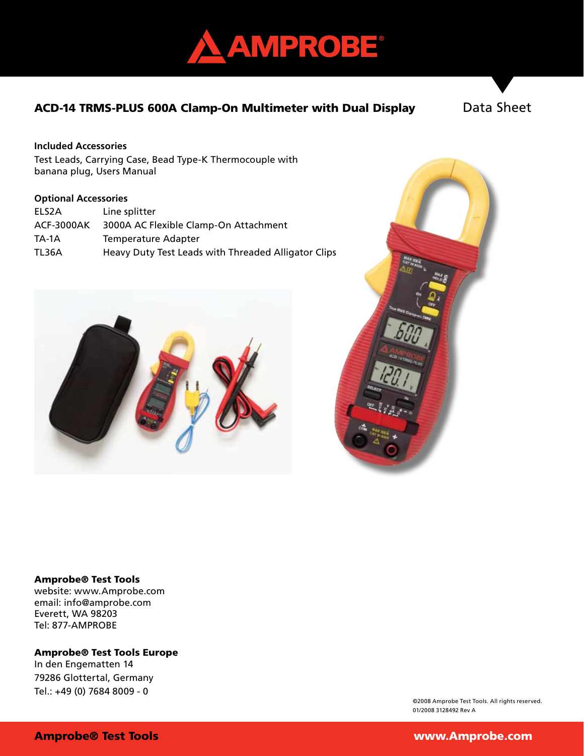# ACD-14 TRMS-PLUS 600A Clamp-On Multimeter with Dual Display

Data Sheet

**Included Accessories**

Test Leads, Carrying Case, Bead Type-K Thermocouple with banana plug, Users Manual

**Optional Accessories**

| | |
|---|---|
| ELS2A | Line splitter |
| ACF-3000AK | 3000A AC Flexible Clamp-On Attachment |
| TA-1A | Temperature Adapter |
| TL36A | Heavy Duty Test Leads with Threaded Alligator Clips |

**Amprobe® Test Tools**
website: www.Amprobe.com
email: info@amprobe.com
Everett, WA 98203
Tel: 877-AMPROBE

**Amprobe® Test Tools Europe**
In den Engematten 14
79286 Glottertal, Germany
Tel.: +49 (0) 7684 8009 - 0

©2008 Amprobe Test Tools. All rights reserved.
01/2008 3128492 Rev A